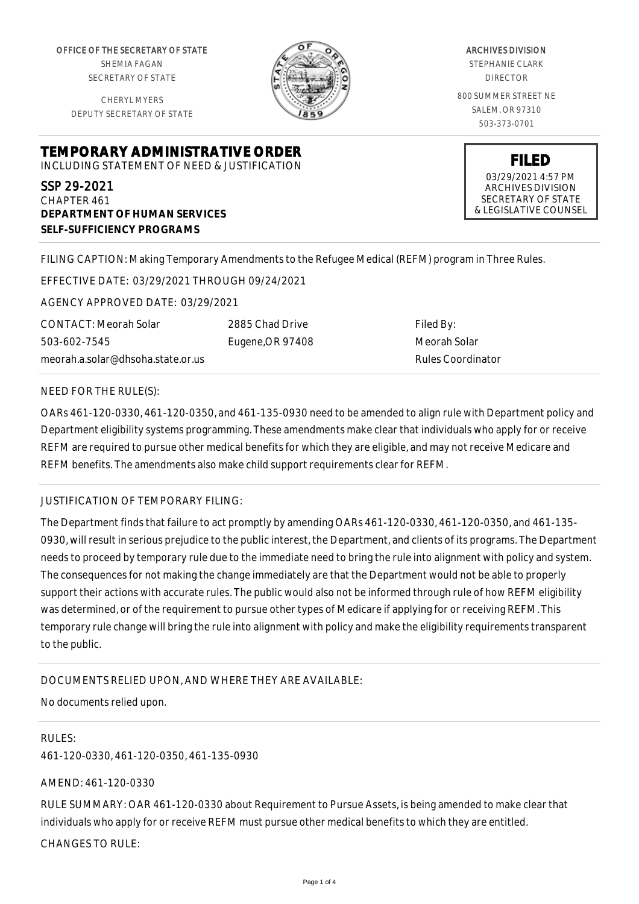OFFICE OF THE SECRETARY OF STATE
SHEMIA FAGAN
SECRETARY OF STATE

CHERYL MYERS
DEPUTY SECRETARY OF STATE

ARCHIVES DIVISION
STEPHANIE CLARK
DIRECTOR

800 SUMMER STREET NE
SALEM, OR 97310
503-373-0701

# TEMPORARY ADMINISTRATIVE ORDER

INCLUDING STATEMENT OF NEED & JUSTIFICATION

**FILED**
03/29/2021 4:57 PM
ARCHIVES DIVISION
SECRETARY OF STATE
& LEGISLATIVE COUNSEL

SSP 29-2021
CHAPTER 461
**DEPARTMENT OF HUMAN SERVICES**
**SELF-SUFFICIENCY PROGRAMS**

FILING CAPTION: Making Temporary Amendments to the Refugee Medical (REFM) program in Three Rules.

EFFECTIVE DATE: 03/29/2021 THROUGH 09/24/2021

AGENCY APPROVED DATE: 03/29/2021

CONTACT: Meorah Solar
503-602-7545
meorah.a.solar@dhsoha.state.or.us

2885 Chad Drive
Eugene,OR 97408

Filed By:
Meorah Solar
Rules Coordinator

NEED FOR THE RULE(S):

OARs 461-120-0330, 461-120-0350, and 461-135-0930 need to be amended to align rule with Department policy and Department eligibility systems programming. These amendments make clear that individuals who apply for or receive REFM are required to pursue other medical benefits for which they are eligible, and may not receive Medicare and REFM benefits. The amendments also make child support requirements clear for REFM.

JUSTIFICATION OF TEMPORARY FILING:

The Department finds that failure to act promptly by amending OARs 461-120-0330, 461-120-0350, and 461-135-0930, will result in serious prejudice to the public interest, the Department, and clients of its programs. The Department needs to proceed by temporary rule due to the immediate need to bring the rule into alignment with policy and system. The consequences for not making the change immediately are that the Department would not be able to properly support their actions with accurate rules. The public would also not be informed through rule of how REFM eligibility was determined, or of the requirement to pursue other types of Medicare if applying for or receiving REFM. This temporary rule change will bring the rule into alignment with policy and make the eligibility requirements transparent to the public.

DOCUMENTS RELIED UPON, AND WHERE THEY ARE AVAILABLE:

No documents relied upon.

RULES:

461-120-0330, 461-120-0350, 461-135-0930

AMEND: 461-120-0330

RULE SUMMARY: OAR 461-120-0330 about Requirement to Pursue Assets, is being amended to make clear that individuals who apply for or receive REFM must pursue other medical benefits to which they are entitled.

CHANGES TO RULE: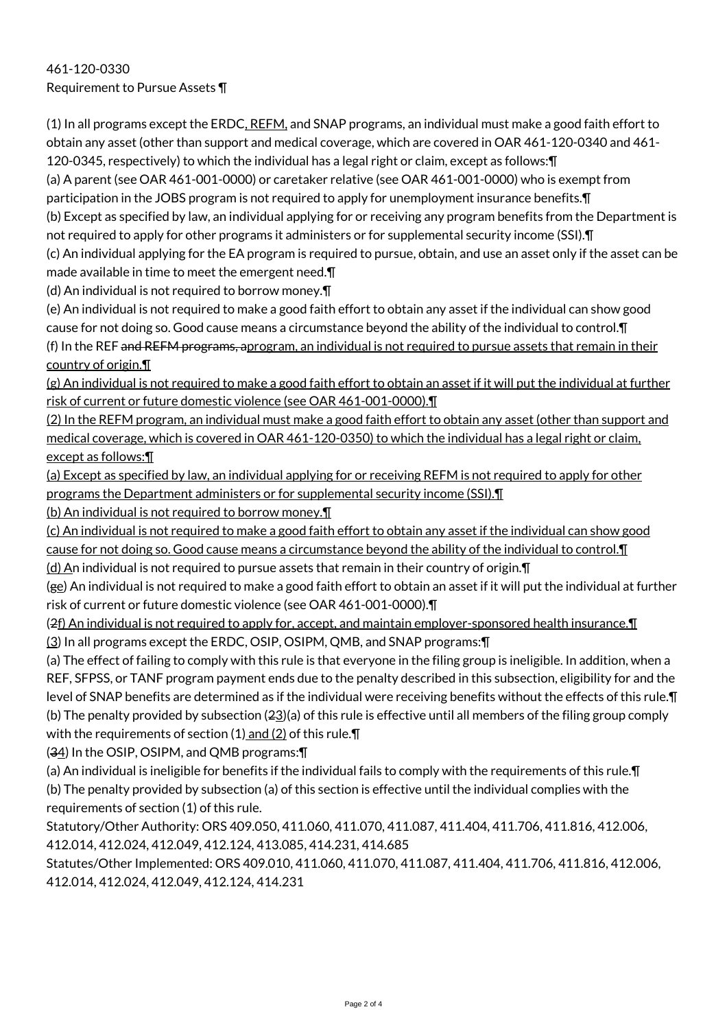461-120-0330
Requirement to Pursue Assets ¶

(1) In all programs except the ERDC, REFM, and SNAP programs, an individual must make a good faith effort to obtain any asset (other than support and medical coverage, which are covered in OAR 461-120-0340 and 461-120-0345, respectively) to which the individual has a legal right or claim, except as follows:¶
(a) A parent (see OAR 461-001-0000) or caretaker relative (see OAR 461-001-0000) who is exempt from participation in the JOBS program is not required to apply for unemployment insurance benefits.¶
(b) Except as specified by law, an individual applying for or receiving any program benefits from the Department is not required to apply for other programs it administers or for supplemental security income (SSI).¶
(c) An individual applying for the EA program is required to pursue, obtain, and use an asset only if the asset can be made available in time to meet the emergent need.¶
(d) An individual is not required to borrow money.¶
(e) An individual is not required to make a good faith effort to obtain any asset if the individual can show good cause for not doing so. Good cause means a circumstance beyond the ability of the individual to control.¶
(f) In the REF and REFM programs, aprogram, an individual is not required to pursue assets that remain in their country of origin.¶
(g) An individual is not required to make a good faith effort to obtain an asset if it will put the individual at further risk of current or future domestic violence (see OAR 461-001-0000).¶
(2) In the REFM program, an individual must make a good faith effort to obtain any asset (other than support and medical coverage, which is covered in OAR 461-120-0350) to which the individual has a legal right or claim, except as follows:¶
(a) Except as specified by law, an individual applying for or receiving REFM is not required to apply for other programs the Department administers or for supplemental security income (SSI).¶
(b) An individual is not required to borrow money.¶
(c) An individual is not required to make a good faith effort to obtain any asset if the individual can show good cause for not doing so. Good cause means a circumstance beyond the ability of the individual to control.¶
(d) An individual is not required to pursue assets that remain in their country of origin.¶
(ge) An individual is not required to make a good faith effort to obtain an asset if it will put the individual at further risk of current or future domestic violence (see OAR 461-001-0000).¶
(2f) An individual is not required to apply for, accept, and maintain employer-sponsored health insurance.¶
(3) In all programs except the ERDC, OSIP, OSIPM, QMB, and SNAP programs:¶
(a) The effect of failing to comply with this rule is that everyone in the filing group is ineligible. In addition, when a REF, SFPSS, or TANF program payment ends due to the penalty described in this subsection, eligibility for and the level of SNAP benefits are determined as if the individual were receiving benefits without the effects of this rule.¶
(b) The penalty provided by subsection (23)(a) of this rule is effective until all members of the filing group comply with the requirements of section (1) and (2) of this rule.¶
(34) In the OSIP, OSIPM, and QMB programs:¶
(a) An individual is ineligible for benefits if the individual fails to comply with the requirements of this rule.¶
(b) The penalty provided by subsection (a) of this section is effective until the individual complies with the requirements of section (1) of this rule.
Statutory/Other Authority: ORS 409.050, 411.060, 411.070, 411.087, 411.404, 411.706, 411.816, 412.006, 412.014, 412.024, 412.049, 412.124, 413.085, 414.231, 414.685
Statutes/Other Implemented: ORS 409.010, 411.060, 411.070, 411.087, 411.404, 411.706, 411.816, 412.006, 412.014, 412.024, 412.049, 412.124, 414.231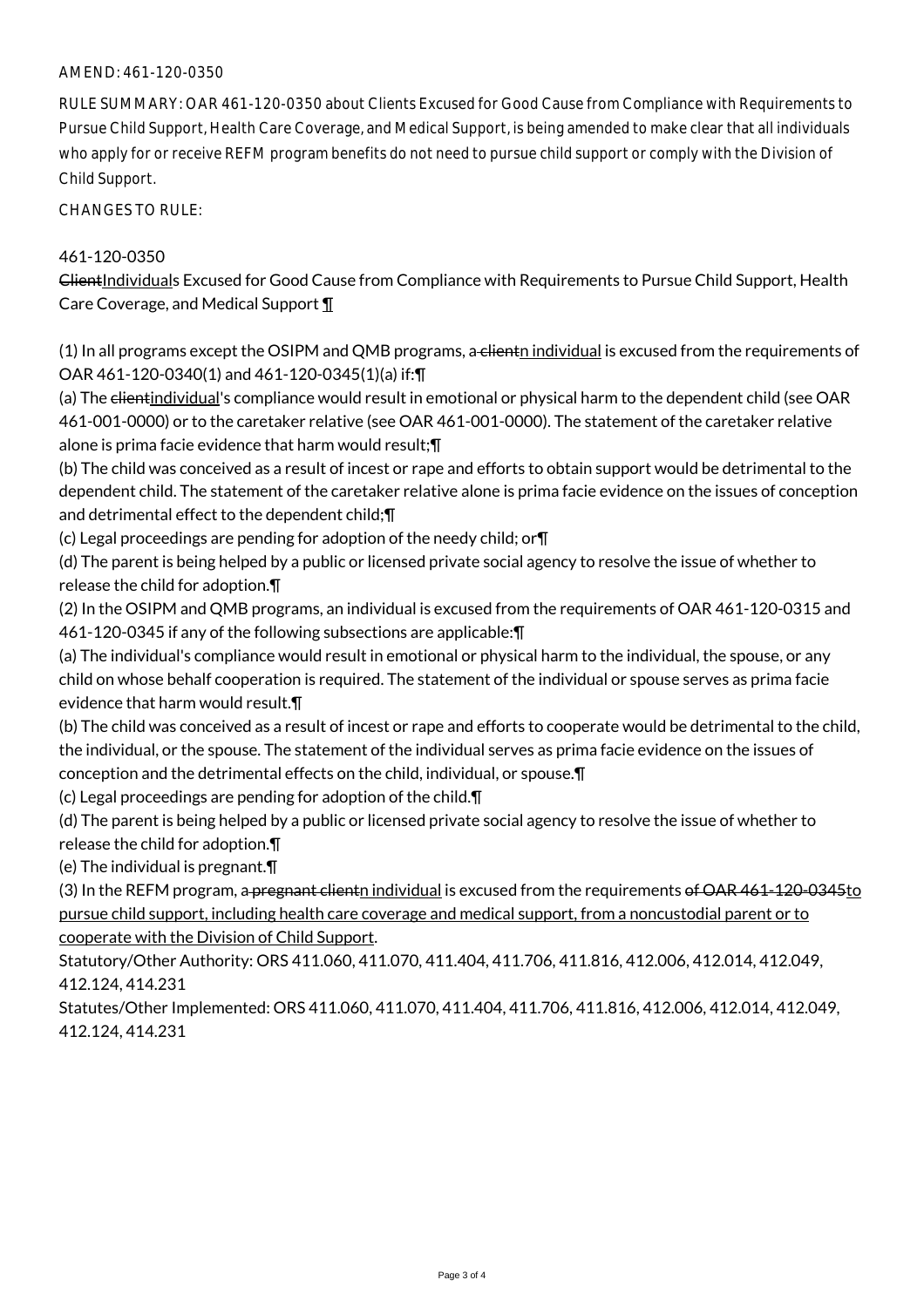AMEND: 461-120-0350

RULE SUMMARY: OAR 461-120-0350 about Clients Excused for Good Cause from Compliance with Requirements to Pursue Child Support, Health Care Coverage, and Medical Support, is being amended to make clear that all individuals who apply for or receive REFM program benefits do not need to pursue child support or comply with the Division of Child Support.

CHANGES TO RULE:

461-120-0350

~~Client~~Individuals Excused for Good Cause from Compliance with Requirements to Pursue Child Support, Health Care Coverage, and Medical Support ¶

(1) In all programs except the OSIPM and QMB programs, a~~ client~~n individual is excused from the requirements of OAR 461-120-0340(1) and 461-120-0345(1)(a) if:¶

(a) The ~~client~~individual's compliance would result in emotional or physical harm to the dependent child (see OAR 461-001-0000) or to the caretaker relative (see OAR 461-001-0000). The statement of the caretaker relative alone is prima facie evidence that harm would result;¶

(b) The child was conceived as a result of incest or rape and efforts to obtain support would be detrimental to the dependent child. The statement of the caretaker relative alone is prima facie evidence on the issues of conception and detrimental effect to the dependent child;¶

(c) Legal proceedings are pending for adoption of the needy child; or¶

(d) The parent is being helped by a public or licensed private social agency to resolve the issue of whether to release the child for adoption.¶

(2) In the OSIPM and QMB programs, an individual is excused from the requirements of OAR 461-120-0315 and 461-120-0345 if any of the following subsections are applicable:¶

(a) The individual's compliance would result in emotional or physical harm to the individual, the spouse, or any child on whose behalf cooperation is required. The statement of the individual or spouse serves as prima facie evidence that harm would result.¶

(b) The child was conceived as a result of incest or rape and efforts to cooperate would be detrimental to the child, the individual, or the spouse. The statement of the individual serves as prima facie evidence on the issues of conception and the detrimental effects on the child, individual, or spouse.¶

(c) Legal proceedings are pending for adoption of the child.¶

(d) The parent is being helped by a public or licensed private social agency to resolve the issue of whether to release the child for adoption.¶

(e) The individual is pregnant.¶

(3) In the REFM program, a~~ pregnant client~~n individual is excused from the requirements ~~of OAR 461-120-0345~~to pursue child support, including health care coverage and medical support, from a noncustodial parent or to cooperate with the Division of Child Support.

Statutory/Other Authority: ORS 411.060, 411.070, 411.404, 411.706, 411.816, 412.006, 412.014, 412.049, 412.124, 414.231

Statutes/Other Implemented: ORS 411.060, 411.070, 411.404, 411.706, 411.816, 412.006, 412.014, 412.049, 412.124, 414.231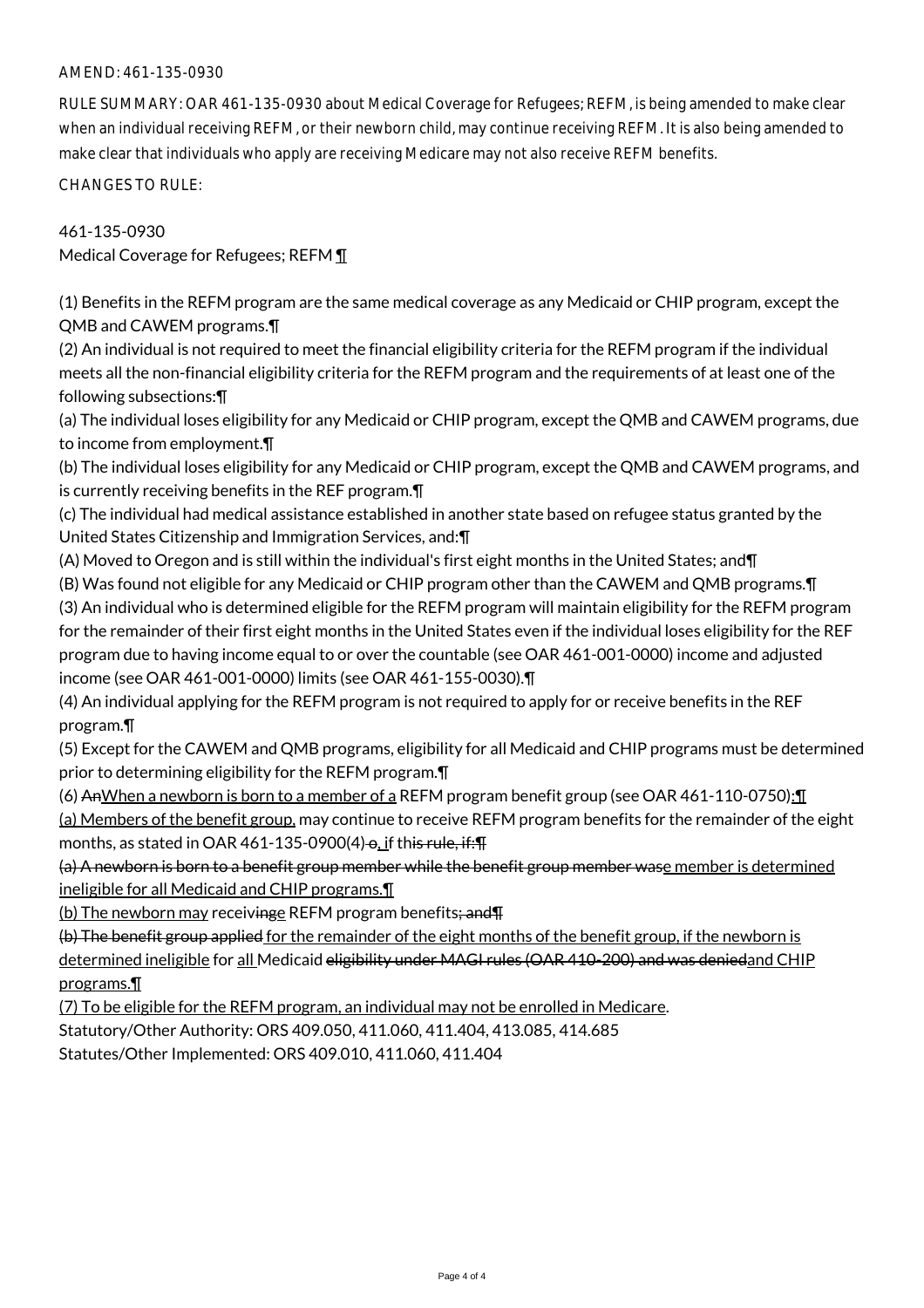AMEND: 461-135-0930

RULE SUMMARY: OAR 461-135-0930 about Medical Coverage for Refugees; REFM, is being amended to make clear when an individual receiving REFM, or their newborn child, may continue receiving REFM. It is also being amended to make clear that individuals who apply are receiving Medicare may not also receive REFM benefits.

CHANGES TO RULE:

461-135-0930
Medical Coverage for Refugees; REFM <u>¶</u>

(1) Benefits in the REFM program are the same medical coverage as any Medicaid or CHIP program, except the QMB and CAWEM programs.¶
(2) An individual is not required to meet the financial eligibility criteria for the REFM program if the individual meets all the non-financial eligibility criteria for the REFM program and the requirements of at least one of the following subsections:¶
(a) The individual loses eligibility for any Medicaid or CHIP program, except the QMB and CAWEM programs, due to income from employment.¶
(b) The individual loses eligibility for any Medicaid or CHIP program, except the QMB and CAWEM programs, and is currently receiving benefits in the REF program.¶
(c) The individual had medical assistance established in another state based on refugee status granted by the United States Citizenship and Immigration Services, and:¶
(A) Moved to Oregon and is still within the individual's first eight months in the United States; and¶
(B) Was found not eligible for any Medicaid or CHIP program other than the CAWEM and QMB programs.¶
(3) An individual who is determined eligible for the REFM program will maintain eligibility for the REFM program for the remainder of their first eight months in the United States even if the individual loses eligibility for the REF program due to having income equal to or over the countable (see OAR 461-001-0000) income and adjusted income (see OAR 461-001-0000) limits (see OAR 461-155-0030).¶
(4) An individual applying for the REFM program is not required to apply for or receive benefits in the REF program.¶
(5) Except for the CAWEM and QMB programs, eligibility for all Medicaid and CHIP programs must be determined prior to determining eligibility for the REFM program.¶
(6) ~~An~~<u>When a newborn is born to a member of a</u> REFM program benefit group (see OAR 461-110-0750)<u>:¶</u>
<u>(a) Members of the benefit group,</u> may continue to receive REFM program benefits for the remainder of the eight months, as stated in OAR 461-135-0900(4)~~o~~<u>,</u> if th~~is rule, if:¶~~
~~(a) A newborn is born to a benefit group member while the benefit group member was~~<u>e member is determined ineligible for all Medicaid and CHIP programs.¶</u>
<u>(b) The newborn may</u> receiv~~ing~~<u>e</u> REFM program benefits~~; and¶~~
~~(b) The benefit group applied~~<u> for the remainder of the eight months of the benefit group, if the newborn is determined ineligible</u> for <u>all </u>Medicaid ~~eligibility under MAGI rules (OAR 410-200) and was denied~~<u>and CHIP programs.¶</u>
<u>(7) To be eligible for the REFM program, an individual may not be enrolled in Medicare</u>.
Statutory/Other Authority: ORS 409.050, 411.060, 411.404, 413.085, 414.685
Statutes/Other Implemented: ORS 409.010, 411.060, 411.404